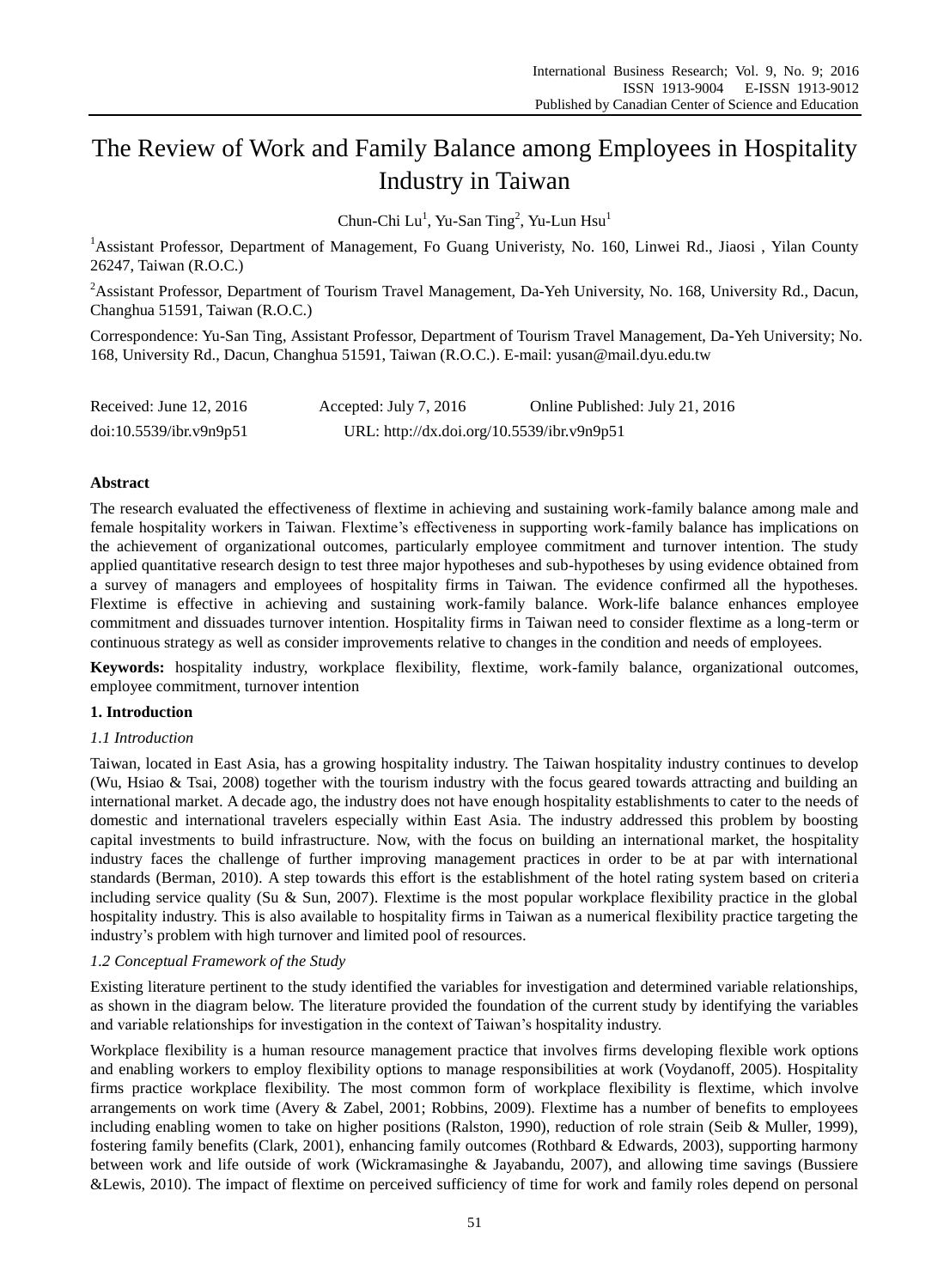# The Review of Work and Family Balance among Employees in Hospitality Industry in Taiwan

Chun-Chi Lu[1], Yu-San Ting[2], Yu-Lun Hsu[1]

[1]Assistant Professor, Department of Management, Fo Guang Univeristy, No. 160, Linwei Rd., Jiaosi , Yilan County 26247, Taiwan (R.O.C.)

[2]Assistant Professor, Department of Tourism Travel Management, Da-Yeh University, No. 168, University Rd., Dacun, Changhua 51591, Taiwan (R.O.C.)

Correspondence: Yu-San Ting, Assistant Professor, Department of Tourism Travel Management, Da-Yeh University; No. 168, University Rd., Dacun, Changhua 51591, Taiwan (R.O.C.). E-mail: yusan@mail.dyu.edu.tw

Received: June 12, 2016 Accepted: July 7, 2016 Online Published: July 21, 2016

doi:10.5539/ibr.v9n9p51 URL: http://dx.doi.org/10.5539/ibr.v9n9p51

## Abstract

The research evaluated the effectiveness of flextime in achieving and sustaining work-family balance among male and female hospitality workers in Taiwan. Flextime's effectiveness in supporting work-family balance has implications on the achievement of organizational outcomes, particularly employee commitment and turnover intention. The study applied quantitative research design to test three major hypotheses and sub-hypotheses by using evidence obtained from a survey of managers and employees of hospitality firms in Taiwan. The evidence confirmed all the hypotheses. Flextime is effective in achieving and sustaining work-family balance. Work-life balance enhances employee commitment and dissuades turnover intention. Hospitality firms in Taiwan need to consider flextime as a long-term or continuous strategy as well as consider improvements relative to changes in the condition and needs of employees.

**Keywords:** hospitality industry, workplace flexibility, flextime, work-family balance, organizational outcomes, employee commitment, turnover intention

## 1. Introduction

### *1.1 Introduction*

Taiwan, located in East Asia, has a growing hospitality industry. The Taiwan hospitality industry continues to develop (Wu, Hsiao & Tsai, 2008) together with the tourism industry with the focus geared towards attracting and building an international market. A decade ago, the industry does not have enough hospitality establishments to cater to the needs of domestic and international travelers especially within East Asia. The industry addressed this problem by boosting capital investments to build infrastructure. Now, with the focus on building an international market, the hospitality industry faces the challenge of further improving management practices in order to be at par with international standards (Berman, 2010). A step towards this effort is the establishment of the hotel rating system based on criteria including service quality (Su & Sun, 2007). Flextime is the most popular workplace flexibility practice in the global hospitality industry. This is also available to hospitality firms in Taiwan as a numerical flexibility practice targeting the industry's problem with high turnover and limited pool of resources.

### *1.2 Conceptual Framework of the Study*

Existing literature pertinent to the study identified the variables for investigation and determined variable relationships, as shown in the diagram below. The literature provided the foundation of the current study by identifying the variables and variable relationships for investigation in the context of Taiwan's hospitality industry.

Workplace flexibility is a human resource management practice that involves firms developing flexible work options and enabling workers to employ flexibility options to manage responsibilities at work (Voydanoff, 2005). Hospitality firms practice workplace flexibility. The most common form of workplace flexibility is flextime, which involve arrangements on work time (Avery & Zabel, 2001; Robbins, 2009). Flextime has a number of benefits to employees including enabling women to take on higher positions (Ralston, 1990), reduction of role strain (Seib & Muller, 1999), fostering family benefits (Clark, 2001), enhancing family outcomes (Rothbard & Edwards, 2003), supporting harmony between work and life outside of work (Wickramasinghe & Jayabandu, 2007), and allowing time savings (Bussiere &Lewis, 2010). The impact of flextime on perceived sufficiency of time for work and family roles depend on personal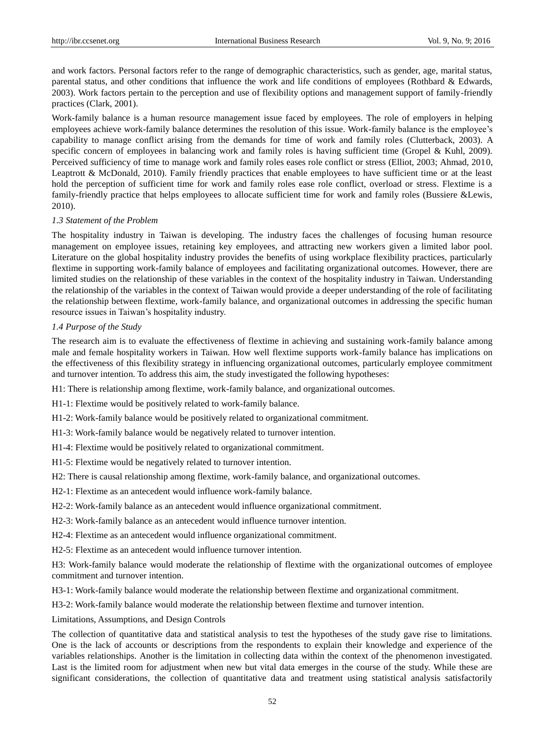and work factors. Personal factors refer to the range of demographic characteristics, such as gender, age, marital status, parental status, and other conditions that influence the work and life conditions of employees (Rothbard & Edwards, 2003). Work factors pertain to the perception and use of flexibility options and management support of family-friendly practices (Clark, 2001).

Work-family balance is a human resource management issue faced by employees. The role of employers in helping employees achieve work-family balance determines the resolution of this issue. Work-family balance is the employee's capability to manage conflict arising from the demands for time of work and family roles (Clutterback, 2003). A specific concern of employees in balancing work and family roles is having sufficient time (Gropel & Kuhl, 2009). Perceived sufficiency of time to manage work and family roles eases role conflict or stress (Elliot, 2003; Ahmad, 2010, Leaptrott & McDonald, 2010). Family friendly practices that enable employees to have sufficient time or at the least hold the perception of sufficient time for work and family roles ease role conflict, overload or stress. Flextime is a family-friendly practice that helps employees to allocate sufficient time for work and family roles (Bussiere &Lewis, 2010).

### *1.3 Statement of the Problem*

The hospitality industry in Taiwan is developing. The industry faces the challenges of focusing human resource management on employee issues, retaining key employees, and attracting new workers given a limited labor pool. Literature on the global hospitality industry provides the benefits of using workplace flexibility practices, particularly flextime in supporting work-family balance of employees and facilitating organizational outcomes. However, there are limited studies on the relationship of these variables in the context of the hospitality industry in Taiwan. Understanding the relationship of the variables in the context of Taiwan would provide a deeper understanding of the role of facilitating the relationship between flextime, work-family balance, and organizational outcomes in addressing the specific human resource issues in Taiwan's hospitality industry.

### *1.4 Purpose of the Study*

The research aim is to evaluate the effectiveness of flextime in achieving and sustaining work-family balance among male and female hospitality workers in Taiwan. How well flextime supports work-family balance has implications on the effectiveness of this flexibility strategy in influencing organizational outcomes, particularly employee commitment and turnover intention. To address this aim, the study investigated the following hypotheses:

H1: There is relationship among flextime, work-family balance, and organizational outcomes.

H1-1: Flextime would be positively related to work-family balance.

H1-2: Work-family balance would be positively related to organizational commitment.

H1-3: Work-family balance would be negatively related to turnover intention.

H1-4: Flextime would be positively related to organizational commitment.

H1-5: Flextime would be negatively related to turnover intention.

H2: There is causal relationship among flextime, work-family balance, and organizational outcomes.

H2-1: Flextime as an antecedent would influence work-family balance.

H2-2: Work-family balance as an antecedent would influence organizational commitment.

H2-3: Work-family balance as an antecedent would influence turnover intention.

H2-4: Flextime as an antecedent would influence organizational commitment.

H2-5: Flextime as an antecedent would influence turnover intention.

H3: Work-family balance would moderate the relationship of flextime with the organizational outcomes of employee commitment and turnover intention.

H3-1: Work-family balance would moderate the relationship between flextime and organizational commitment.

H3-2: Work-family balance would moderate the relationship between flextime and turnover intention.

Limitations, Assumptions, and Design Controls

The collection of quantitative data and statistical analysis to test the hypotheses of the study gave rise to limitations. One is the lack of accounts or descriptions from the respondents to explain their knowledge and experience of the variables relationships. Another is the limitation in collecting data within the context of the phenomenon investigated. Last is the limited room for adjustment when new but vital data emerges in the course of the study. While these are significant considerations, the collection of quantitative data and treatment using statistical analysis satisfactorily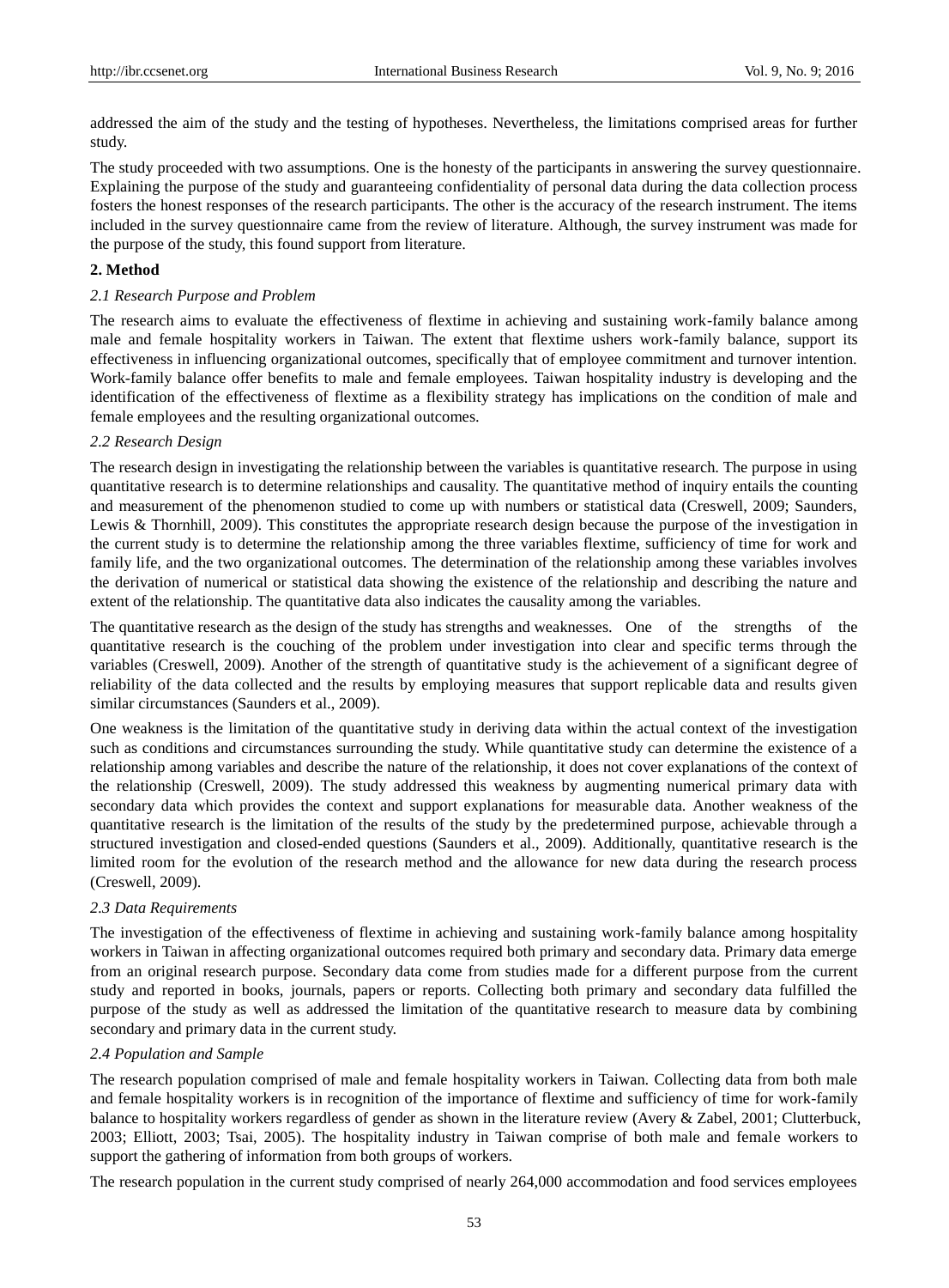addressed the aim of the study and the testing of hypotheses. Nevertheless, the limitations comprised areas for further study.

The study proceeded with two assumptions. One is the honesty of the participants in answering the survey questionnaire. Explaining the purpose of the study and guaranteeing confidentiality of personal data during the data collection process fosters the honest responses of the research participants. The other is the accuracy of the research instrument. The items included in the survey questionnaire came from the review of literature. Although, the survey instrument was made for the purpose of the study, this found support from literature.

## 2. Method

### *2.1 Research Purpose and Problem*

The research aims to evaluate the effectiveness of flextime in achieving and sustaining work-family balance among male and female hospitality workers in Taiwan. The extent that flextime ushers work-family balance, support its effectiveness in influencing organizational outcomes, specifically that of employee commitment and turnover intention. Work-family balance offer benefits to male and female employees. Taiwan hospitality industry is developing and the identification of the effectiveness of flextime as a flexibility strategy has implications on the condition of male and female employees and the resulting organizational outcomes.

### *2.2 Research Design*

The research design in investigating the relationship between the variables is quantitative research. The purpose in using quantitative research is to determine relationships and causality. The quantitative method of inquiry entails the counting and measurement of the phenomenon studied to come up with numbers or statistical data (Creswell, 2009; Saunders, Lewis & Thornhill, 2009). This constitutes the appropriate research design because the purpose of the investigation in the current study is to determine the relationship among the three variables flextime, sufficiency of time for work and family life, and the two organizational outcomes. The determination of the relationship among these variables involves the derivation of numerical or statistical data showing the existence of the relationship and describing the nature and extent of the relationship. The quantitative data also indicates the causality among the variables.

The quantitative research as the design of the study has strengths and weaknesses. One of the strengths of the quantitative research is the couching of the problem under investigation into clear and specific terms through the variables (Creswell, 2009). Another of the strength of quantitative study is the achievement of a significant degree of reliability of the data collected and the results by employing measures that support replicable data and results given similar circumstances (Saunders et al., 2009).

One weakness is the limitation of the quantitative study in deriving data within the actual context of the investigation such as conditions and circumstances surrounding the study. While quantitative study can determine the existence of a relationship among variables and describe the nature of the relationship, it does not cover explanations of the context of the relationship (Creswell, 2009). The study addressed this weakness by augmenting numerical primary data with secondary data which provides the context and support explanations for measurable data. Another weakness of the quantitative research is the limitation of the results of the study by the predetermined purpose, achievable through a structured investigation and closed-ended questions (Saunders et al., 2009). Additionally, quantitative research is the limited room for the evolution of the research method and the allowance for new data during the research process (Creswell, 2009).

### *2.3 Data Requirements*

The investigation of the effectiveness of flextime in achieving and sustaining work-family balance among hospitality workers in Taiwan in affecting organizational outcomes required both primary and secondary data. Primary data emerge from an original research purpose. Secondary data come from studies made for a different purpose from the current study and reported in books, journals, papers or reports. Collecting both primary and secondary data fulfilled the purpose of the study as well as addressed the limitation of the quantitative research to measure data by combining secondary and primary data in the current study.

### *2.4 Population and Sample*

The research population comprised of male and female hospitality workers in Taiwan. Collecting data from both male and female hospitality workers is in recognition of the importance of flextime and sufficiency of time for work-family balance to hospitality workers regardless of gender as shown in the literature review (Avery & Zabel, 2001; Clutterbuck, 2003; Elliott, 2003; Tsai, 2005). The hospitality industry in Taiwan comprise of both male and female workers to support the gathering of information from both groups of workers.

The research population in the current study comprised of nearly 264,000 accommodation and food services employees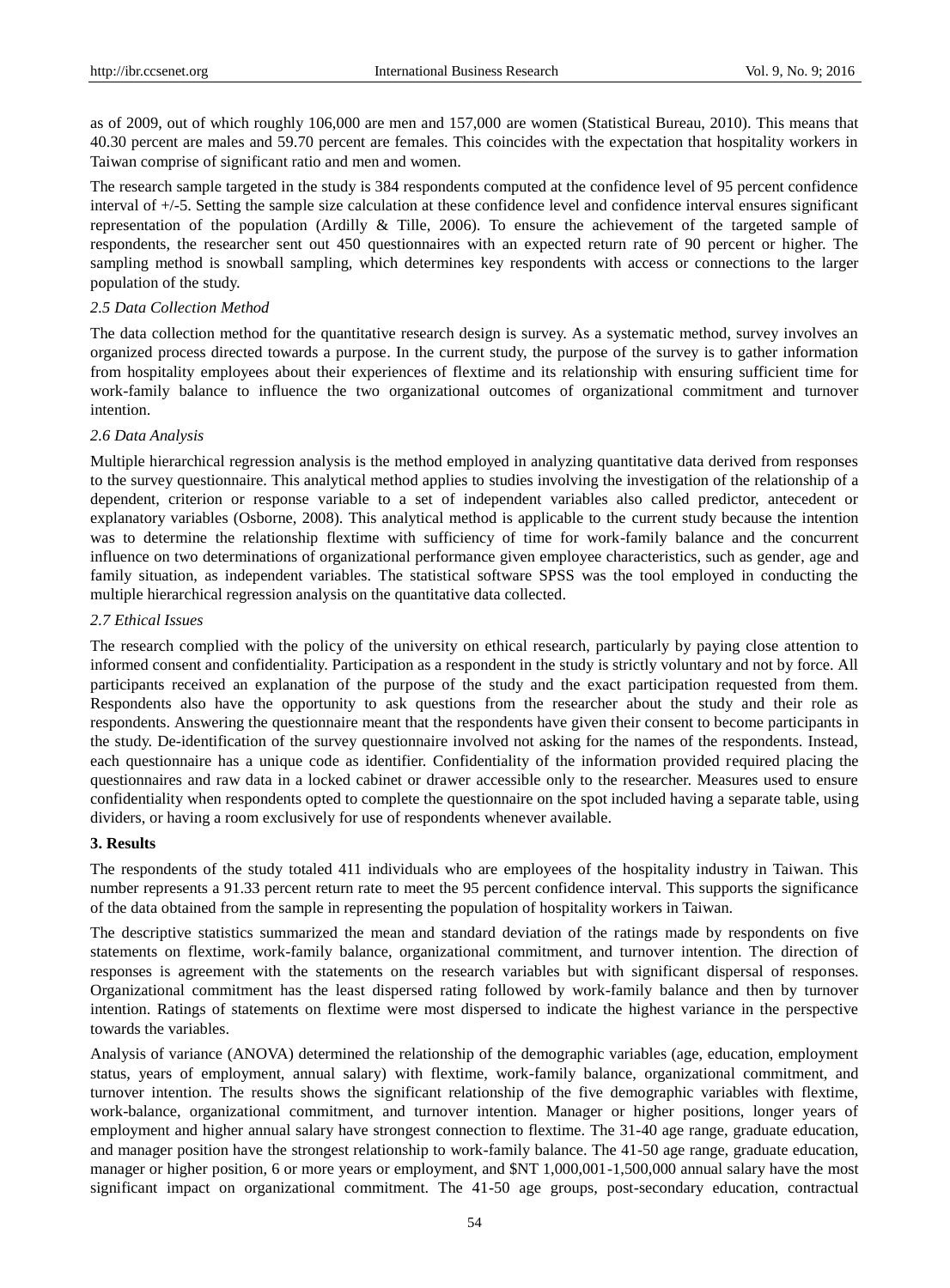as of 2009, out of which roughly 106,000 are men and 157,000 are women (Statistical Bureau, 2010). This means that 40.30 percent are males and 59.70 percent are females. This coincides with the expectation that hospitality workers in Taiwan comprise of significant ratio and men and women.

The research sample targeted in the study is 384 respondents computed at the confidence level of 95 percent confidence interval of +/-5. Setting the sample size calculation at these confidence level and confidence interval ensures significant representation of the population (Ardilly & Tille, 2006). To ensure the achievement of the targeted sample of respondents, the researcher sent out 450 questionnaires with an expected return rate of 90 percent or higher. The sampling method is snowball sampling, which determines key respondents with access or connections to the larger population of the study.

### *2.5 Data Collection Method*

The data collection method for the quantitative research design is survey. As a systematic method, survey involves an organized process directed towards a purpose. In the current study, the purpose of the survey is to gather information from hospitality employees about their experiences of flextime and its relationship with ensuring sufficient time for work-family balance to influence the two organizational outcomes of organizational commitment and turnover intention.

### *2.6 Data Analysis*

Multiple hierarchical regression analysis is the method employed in analyzing quantitative data derived from responses to the survey questionnaire. This analytical method applies to studies involving the investigation of the relationship of a dependent, criterion or response variable to a set of independent variables also called predictor, antecedent or explanatory variables (Osborne, 2008). This analytical method is applicable to the current study because the intention was to determine the relationship flextime with sufficiency of time for work-family balance and the concurrent influence on two determinations of organizational performance given employee characteristics, such as gender, age and family situation, as independent variables. The statistical software SPSS was the tool employed in conducting the multiple hierarchical regression analysis on the quantitative data collected.

### *2.7 Ethical Issues*

The research complied with the policy of the university on ethical research, particularly by paying close attention to informed consent and confidentiality. Participation as a respondent in the study is strictly voluntary and not by force. All participants received an explanation of the purpose of the study and the exact participation requested from them. Respondents also have the opportunity to ask questions from the researcher about the study and their role as respondents. Answering the questionnaire meant that the respondents have given their consent to become participants in the study. De-identification of the survey questionnaire involved not asking for the names of the respondents. Instead, each questionnaire has a unique code as identifier. Confidentiality of the information provided required placing the questionnaires and raw data in a locked cabinet or drawer accessible only to the researcher. Measures used to ensure confidentiality when respondents opted to complete the questionnaire on the spot included having a separate table, using dividers, or having a room exclusively for use of respondents whenever available.

## 3. Results

The respondents of the study totaled 411 individuals who are employees of the hospitality industry in Taiwan. This number represents a 91.33 percent return rate to meet the 95 percent confidence interval. This supports the significance of the data obtained from the sample in representing the population of hospitality workers in Taiwan.

The descriptive statistics summarized the mean and standard deviation of the ratings made by respondents on five statements on flextime, work-family balance, organizational commitment, and turnover intention. The direction of responses is agreement with the statements on the research variables but with significant dispersal of responses. Organizational commitment has the least dispersed rating followed by work-family balance and then by turnover intention. Ratings of statements on flextime were most dispersed to indicate the highest variance in the perspective towards the variables.

Analysis of variance (ANOVA) determined the relationship of the demographic variables (age, education, employment status, years of employment, annual salary) with flextime, work-family balance, organizational commitment, and turnover intention. The results shows the significant relationship of the five demographic variables with flextime, work-balance, organizational commitment, and turnover intention. Manager or higher positions, longer years of employment and higher annual salary have strongest connection to flextime. The 31-40 age range, graduate education, and manager position have the strongest relationship to work-family balance. The 41-50 age range, graduate education, manager or higher position, 6 or more years or employment, and $NT 1,000,001-1,500,000 annual salary have the most significant impact on organizational commitment. The 41-50 age groups, post-secondary education, contractual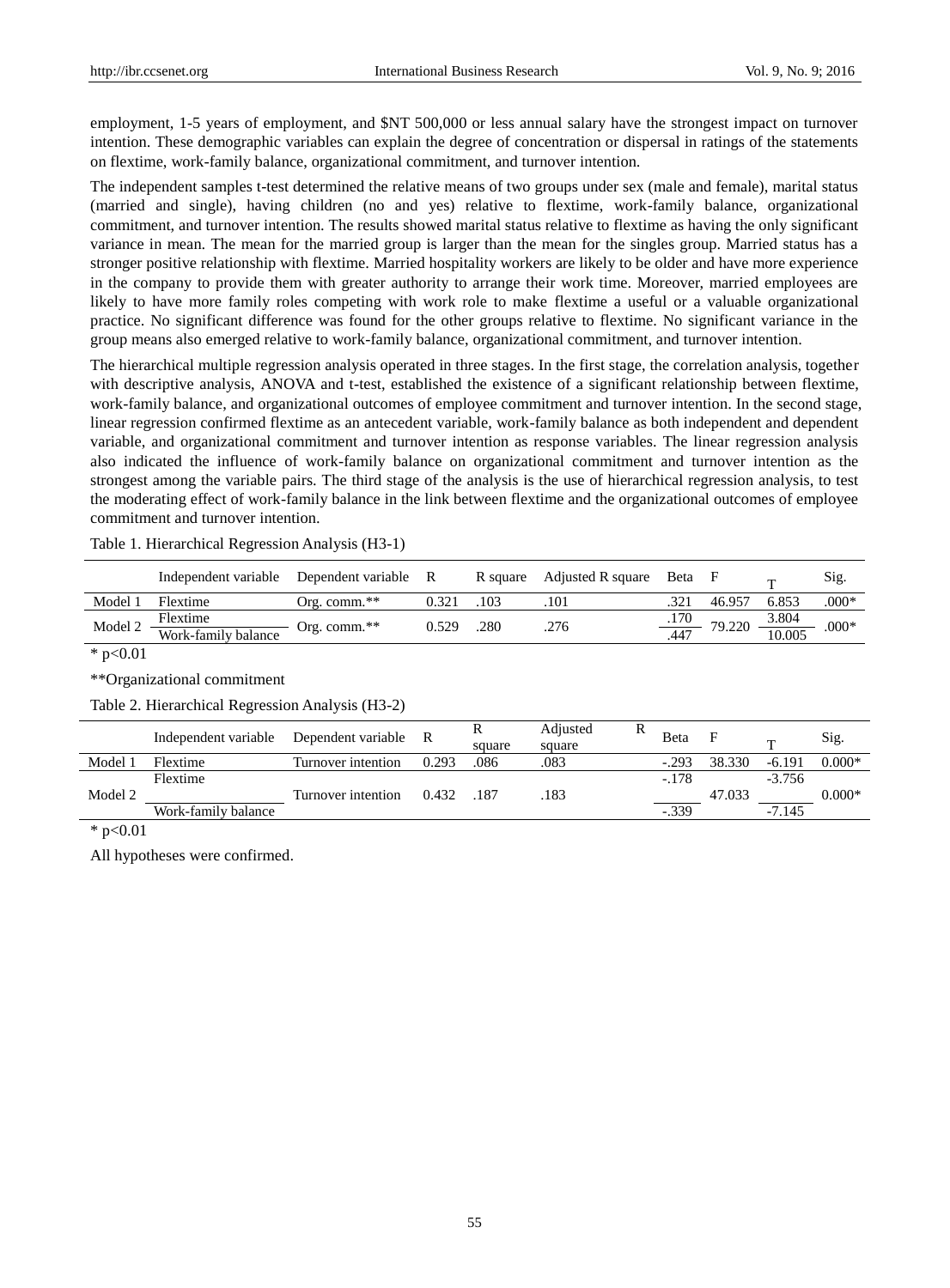employment, 1-5 years of employment, and $NT 500,000 or less annual salary have the strongest impact on turnover intention. These demographic variables can explain the degree of concentration or dispersal in ratings of the statements on flextime, work-family balance, organizational commitment, and turnover intention.

The independent samples t-test determined the relative means of two groups under sex (male and female), marital status (married and single), having children (no and yes) relative to flextime, work-family balance, organizational commitment, and turnover intention. The results showed marital status relative to flextime as having the only significant variance in mean. The mean for the married group is larger than the mean for the singles group. Married status has a stronger positive relationship with flextime. Married hospitality workers are likely to be older and have more experience in the company to provide them with greater authority to arrange their work time. Moreover, married employees are likely to have more family roles competing with work role to make flextime a useful or a valuable organizational practice. No significant difference was found for the other groups relative to flextime. No significant variance in the group means also emerged relative to work-family balance, organizational commitment, and turnover intention.

The hierarchical multiple regression analysis operated in three stages. In the first stage, the correlation analysis, together with descriptive analysis, ANOVA and t-test, established the existence of a significant relationship between flextime, work-family balance, and organizational outcomes of employee commitment and turnover intention. In the second stage, linear regression confirmed flextime as an antecedent variable, work-family balance as both independent and dependent variable, and organizational commitment and turnover intention as response variables. The linear regression analysis also indicated the influence of work-family balance on organizational commitment and turnover intention as the strongest among the variable pairs. The third stage of the analysis is the use of hierarchical regression analysis, to test the moderating effect of work-family balance in the link between flextime and the organizational outcomes of employee commitment and turnover intention.

Table 1. Hierarchical Regression Analysis (H3-1)

| | Independent variable | Dependent variable | R | R square | Adjusted R square | Beta | F | T | Sig. |
|---|---|---|---|---|---|---|---|---|---|
| Model 1 | Flextime | Org. comm.** | 0.321 | .103 | .101 | .321 | 46.957 | 6.853 | .000* |
| Model 2 | Flextime | Org. comm.** | 0.529 | .280 | .276 | .170 | 79.220 | 3.804 | .000* |
| | Work-family balance | | | | | .447 | | 10.005 | |

* p<0.01

**Organizational commitment

Table 2. Hierarchical Regression Analysis (H3-2)

| | Independent variable | Dependent variable | R | R square | Adjusted R square | Beta | F | T | Sig. |
|---|---|---|---|---|---|---|---|---|---|
| Model 1 | Flextime | Turnover intention | 0.293 | .086 | .083 | -.293 | 38.330 | -6.191 | 0.000* |
| Model 2 | Flextime | Turnover intention | 0.432 | .187 | .183 | -.178 | 47.033 | -3.756 | 0.000* |
| | Work-family balance | | | | | -.339 | | -7.145 | |

* p<0.01

All hypotheses were confirmed.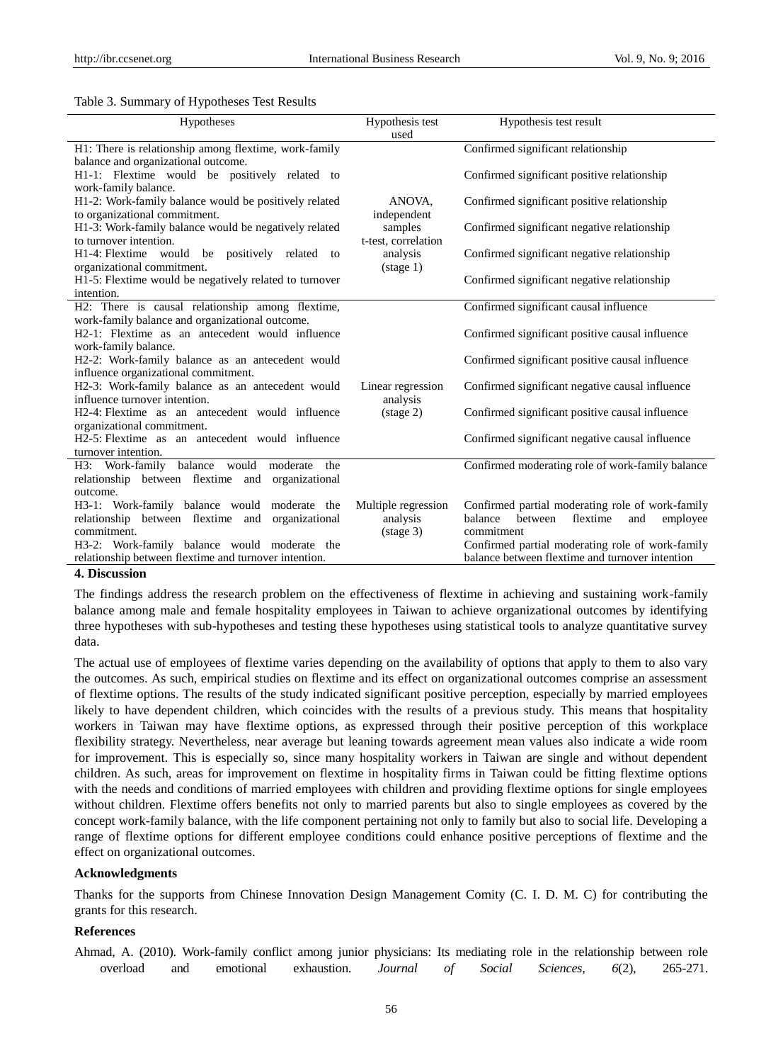Table 3. Summary of Hypotheses Test Results

| Hypotheses | Hypothesis test used | Hypothesis test result |
|---|---|---|
| H1: There is relationship among flextime, work-family balance and organizational outcome. | ANOVA, independent samples t-test, correlation analysis (stage 1) | Confirmed significant relationship |
| H1-1: Flextime would be positively related to work-family balance. | | Confirmed significant positive relationship |
| H1-2: Work-family balance would be positively related to organizational commitment. | | Confirmed significant positive relationship |
| H1-3: Work-family balance would be negatively related to turnover intention. | | Confirmed significant negative relationship |
| H1-4: Flextime would be positively related to organizational commitment. | | Confirmed significant negative relationship |
| H1-5: Flextime would be negatively related to turnover intention. | | Confirmed significant negative relationship |
| H2: There is causal relationship among flextime, work-family balance and organizational outcome. | Linear regression analysis (stage 2) | Confirmed significant causal influence |
| H2-1: Flextime as an antecedent would influence work-family balance. | | Confirmed significant positive causal influence |
| H2-2: Work-family balance as an antecedent would influence organizational commitment. | | Confirmed significant positive causal influence |
| H2-3: Work-family balance as an antecedent would influence turnover intention. | | Confirmed significant negative causal influence |
| H2-4: Flextime as an antecedent would influence organizational commitment. | | Confirmed significant positive causal influence |
| H2-5: Flextime as an antecedent would influence turnover intention. | | Confirmed significant negative causal influence |
| H3: Work-family balance would moderate the relationship between flextime and organizational outcome. | Multiple regression analysis (stage 3) | Confirmed moderating role of work-family balance |
| H3-1: Work-family balance would moderate the relationship between flextime and organizational commitment. | | Confirmed partial moderating role of work-family balance between flextime and employee commitment |
| H3-2: Work-family balance would moderate the relationship between flextime and turnover intention. | | Confirmed partial moderating role of work-family balance between flextime and turnover intention |

## 4. Discussion

The findings address the research problem on the effectiveness of flextime in achieving and sustaining work-family balance among male and female hospitality employees in Taiwan to achieve organizational outcomes by identifying three hypotheses with sub-hypotheses and testing these hypotheses using statistical tools to analyze quantitative survey data.

The actual use of employees of flextime varies depending on the availability of options that apply to them to also vary the outcomes. As such, empirical studies on flextime and its effect on organizational outcomes comprise an assessment of flextime options. The results of the study indicated significant positive perception, especially by married employees likely to have dependent children, which coincides with the results of a previous study. This means that hospitality workers in Taiwan may have flextime options, as expressed through their positive perception of this workplace flexibility strategy. Nevertheless, near average but leaning towards agreement mean values also indicate a wide room for improvement. This is especially so, since many hospitality workers in Taiwan are single and without dependent children. As such, areas for improvement on flextime in hospitality firms in Taiwan could be fitting flextime options with the needs and conditions of married employees with children and providing flextime options for single employees without children. Flextime offers benefits not only to married parents but also to single employees as covered by the concept work-family balance, with the life component pertaining not only to family but also to social life. Developing a range of flextime options for different employee conditions could enhance positive perceptions of flextime and the effect on organizational outcomes.

### Acknowledgments

Thanks for the supports from Chinese Innovation Design Management Comity (C. I. D. M. C) for contributing the grants for this research.

### References

Ahmad, A. (2010). Work-family conflict among junior physicians: Its mediating role in the relationship between role overload and emotional exhaustion. *Journal of Social Sciences, 6*(2), 265-271.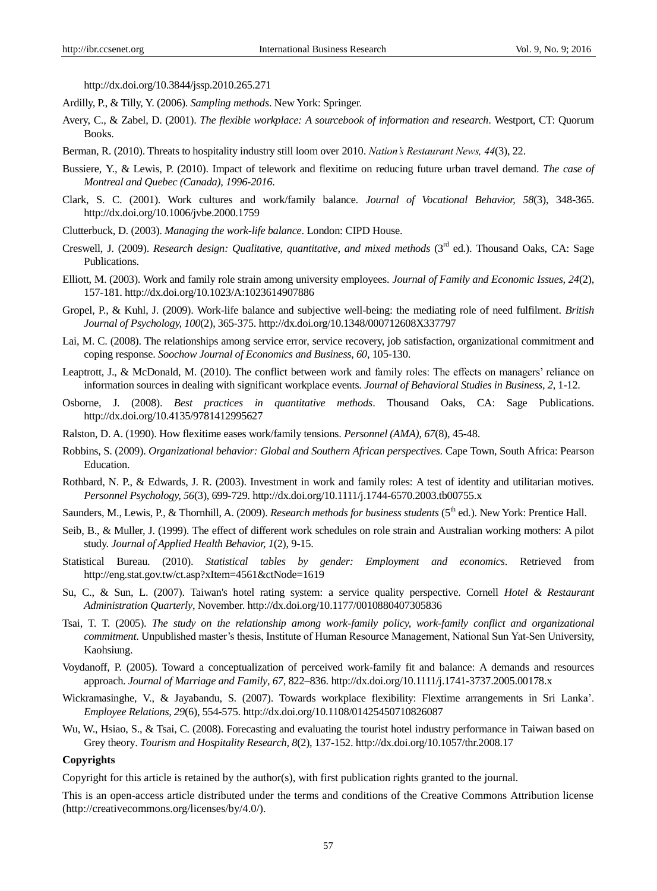http://dx.doi.org/10.3844/jssp.2010.265.271

Ardilly, P., & Tilly, Y. (2006). *Sampling methods*. New York: Springer.

Avery, C., & Zabel, D. (2001). *The flexible workplace: A sourcebook of information and research*. Westport, CT: Quorum Books.

Berman, R. (2010). Threats to hospitality industry still loom over 2010. *Nation's Restaurant News, 44*(3), 22.

Bussiere, Y., & Lewis, P. (2010). Impact of telework and flexitime on reducing future urban travel demand. *The case of Montreal and Quebec (Canada), 1996-2016*.

Clark, S. C. (2001). Work cultures and work/family balance. *Journal of Vocational Behavior, 58*(3), 348-365. http://dx.doi.org/10.1006/jvbe.2000.1759

Clutterbuck, D. (2003). *Managing the work-life balance*. London: CIPD House.

Creswell, J. (2009). *Research design: Qualitative, quantitative, and mixed methods* (3rd ed.). Thousand Oaks, CA: Sage Publications.

Elliott, M. (2003). Work and family role strain among university employees. *Journal of Family and Economic Issues, 24*(2), 157-181. http://dx.doi.org/10.1023/A:1023614907886

Gropel, P., & Kuhl, J. (2009). Work-life balance and subjective well-being: the mediating role of need fulfilment. *British Journal of Psychology, 100*(2), 365-375. http://dx.doi.org/10.1348/000712608X337797

Lai, M. C. (2008). The relationships among service error, service recovery, job satisfaction, organizational commitment and coping response. *Soochow Journal of Economics and Business, 60*, 105-130.

Leaptrott, J., & McDonald, M. (2010). The conflict between work and family roles: The effects on managers' reliance on information sources in dealing with significant workplace events. *Journal of Behavioral Studies in Business, 2*, 1-12.

Osborne, J. (2008). *Best practices in quantitative methods*. Thousand Oaks, CA: Sage Publications. http://dx.doi.org/10.4135/9781412995627

Ralston, D. A. (1990). How flexitime eases work/family tensions. *Personnel (AMA), 67*(8), 45-48.

Robbins, S. (2009). *Organizational behavior: Global and Southern African perspectives*. Cape Town, South Africa: Pearson Education.

Rothbard, N. P., & Edwards, J. R. (2003). Investment in work and family roles: A test of identity and utilitarian motives. *Personnel Psychology, 56*(3), 699-729. http://dx.doi.org/10.1111/j.1744-6570.2003.tb00755.x

Saunders, M., Lewis, P., & Thornhill, A. (2009). *Research methods for business students* (5th ed.). New York: Prentice Hall.

Seib, B., & Muller, J. (1999). The effect of different work schedules on role strain and Australian working mothers: A pilot study. *Journal of Applied Health Behavior, 1*(2), 9-15.

Statistical Bureau. (2010). *Statistical tables by gender: Employment and economics*. Retrieved from http://eng.stat.gov.tw/ct.asp?xItem=4561&ctNode=1619

Su, C., & Sun, L. (2007). Taiwan's hotel rating system: a service quality perspective. Cornell *Hotel & Restaurant Administration Quarterly*, November. http://dx.doi.org/10.1177/0010880407305836

Tsai, T. T. (2005). *The study on the relationship among work-family policy, work-family conflict and organizational commitment*. Unpublished master's thesis, Institute of Human Resource Management, National Sun Yat-Sen University, Kaohsiung.

Voydanoff, P. (2005). Toward a conceptualization of perceived work-family fit and balance: A demands and resources approach. *Journal of Marriage and Family, 67*, 822–836. http://dx.doi.org/10.1111/j.1741-3737.2005.00178.x

Wickramasinghe, V., & Jayabandu, S. (2007). Towards workplace flexibility: Flextime arrangements in Sri Lanka'. *Employee Relations, 29*(6), 554-575. http://dx.doi.org/10.1108/01425450710826087

Wu, W., Hsiao, S., & Tsai, C. (2008). Forecasting and evaluating the tourist hotel industry performance in Taiwan based on Grey theory. *Tourism and Hospitality Research, 8*(2), 137-152. http://dx.doi.org/10.1057/thr.2008.17

**Copyrights**

Copyright for this article is retained by the author(s), with first publication rights granted to the journal.

This is an open-access article distributed under the terms and conditions of the Creative Commons Attribution license (http://creativecommons.org/licenses/by/4.0/).